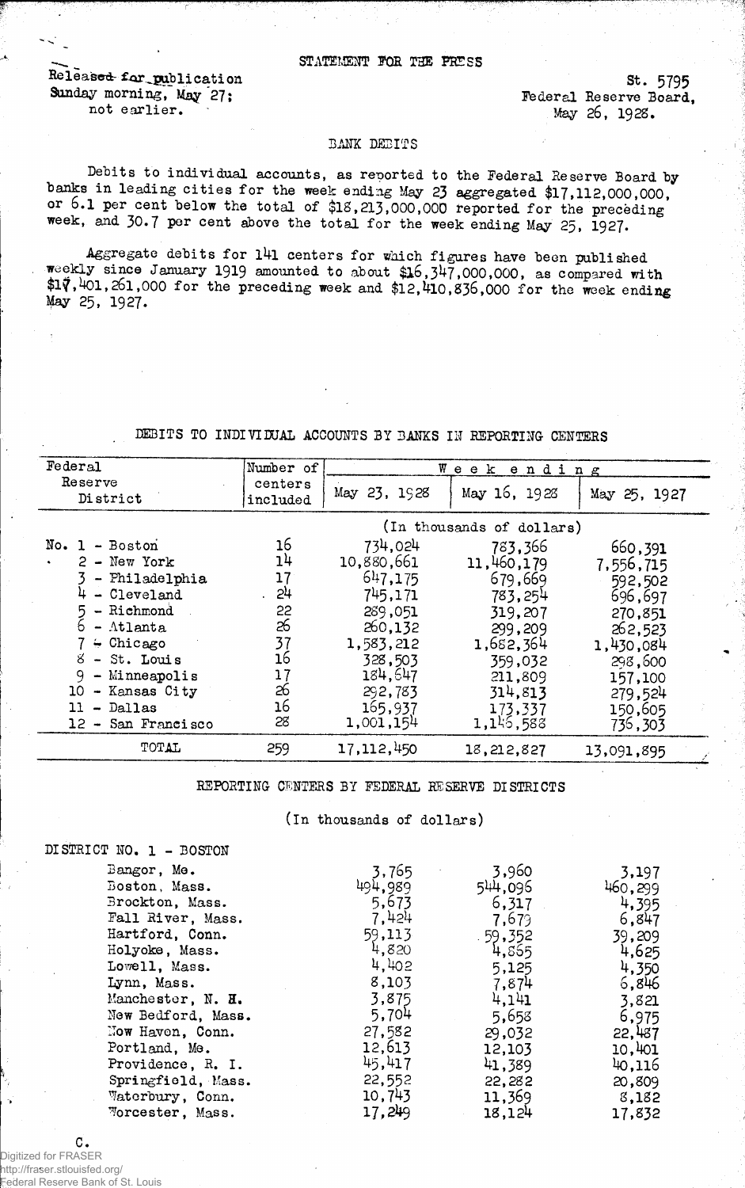STATEMENT FOR THE PRESS

Released for publication
Sunday morning, May 27;
not earlier.

St. 5795
Federal Reserve Board,
May 26, 1928.

## BANK DEBITS

Debits to individual accounts, as reported to the Federal Reserve Board by banks in leading cities for the week ending May 23 aggregated $17,112,000,000, or 6.1 per cent below the total of $18,213,000,000 reported for the preceding week, and 30.7 per cent above the total for the week ending May 25, 1927.

Aggregate debits for 141 centers for which figures have been published weekly since January 1919 amounted to about $16,347,000,000, as compared with $17,401,261,000 for the preceding week and $12,410,836,000 for the week ending May 25, 1927.

### DEBITS TO INDIVIDUAL ACCOUNTS BY BANKS IN REPORTING CENTERS

| Federal Reserve District | Number of centers included | Week ending May 23, 1928 | Week ending May 16, 1928 | Week ending May 25, 1927 |
|---|---|---|---|---|
| | | (In thousands of dollars) | | |
| No. 1 - Boston | 16 | 734,024 | 783,366 | 660,391 |
| 2 - New York | 14 | 10,880,661 | 11,460,179 | 7,556,715 |
| 3 - Philadelphia | 17 | 647,175 | 679,669 | 592,502 |
| 4 - Cleveland | 24 | 745,171 | 783,254 | 696,697 |
| 5 - Richmond | 22 | 289,051 | 319,207 | 270,851 |
| 6 - Atlanta | 26 | 260,132 | 299,209 | 262,523 |
| 7 - Chicago | 37 | 1,583,212 | 1,682,364 | 1,430,084 |
| 8 - St. Louis | 16 | 328,503 | 359,032 | 298,600 |
| 9 - Minneapolis | 17 | 184,647 | 211,809 | 157,100 |
| 10 - Kansas City | 26 | 292,783 | 314,813 | 279,524 |
| 11 - Dallas | 16 | 165,937 | 173,337 | 150,605 |
| 12 - San Francisco | 28 | 1,001,154 | 1,145,588 | 736,303 |
| TOTAL | 259 | 17,112,450 | 18,212,827 | 13,091,895 |

### REPORTING CENTERS BY FEDERAL RESERVE DISTRICTS

(In thousands of dollars)

DISTRICT NO. 1 - BOSTON

| | May 23, 1928 | May 16, 1928 | May 25, 1927 |
|---|---|---|---|
| Bangor, Me. | 3,765 | 3,960 | 3,197 |
| Boston, Mass. | 494,989 | 544,096 | 460,299 |
| Brockton, Mass. | 5,673 | 6,317 | 4,395 |
| Fall River, Mass. | 7,424 | 7,679 | 6,847 |
| Hartford, Conn. | 59,113 | 59,352 | 39,209 |
| Holyoke, Mass. | 4,820 | 4,865 | 4,625 |
| Lowell, Mass. | 4,402 | 5,125 | 4,350 |
| Lynn, Mass. | 8,103 | 7,874 | 6,846 |
| Manchester, N. H. | 3,875 | 4,141 | 3,821 |
| New Bedford, Mass. | 5,704 | 5,658 | 6,975 |
| New Haven, Conn. | 27,582 | 29,032 | 22,487 |
| Portland, Me. | 12,613 | 12,103 | 10,401 |
| Providence, R. I. | 45,417 | 41,389 | 40,116 |
| Springfield, Mass. | 22,552 | 22,282 | 20,809 |
| Waterbury, Conn. | 10,743 | 11,369 | 8,182 |
| Worcester, Mass. | 17,249 | 18,124 | 17,832 |

C.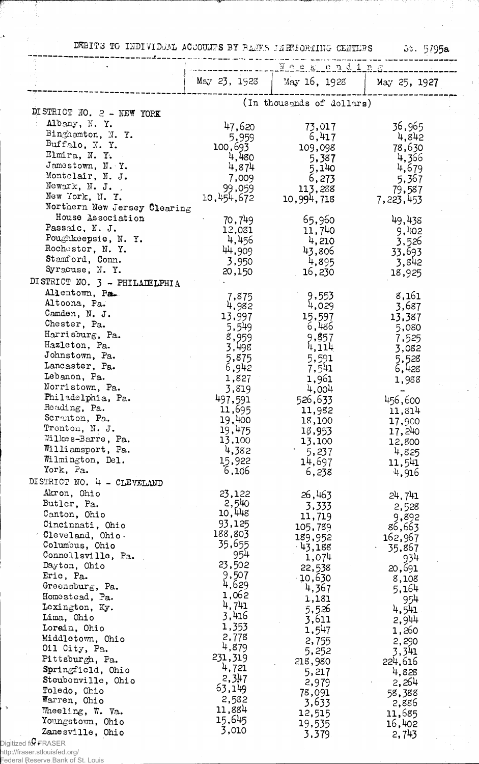DEBITS TO INDIVIDUAL ACCOUNTS BY BANKS IN REPORTING CENTERS St. 5795a

| | Week ending | | |
|---|---|---|---|
| | May 23, 1928 | May 16, 1928 | May 25, 1927 |
| | (In thousands of dollars) | | |
| **DISTRICT NO. 2 - NEW YORK** | | | |
| Albany, N. Y. | 47,620 | 73,017 | 36,965 |
| Binghamton, N. Y. | 5,959 | 6,417 | 4,842 |
| Buffalo, N. Y. | 100,693 | 109,098 | 78,630 |
| Elmira, N. Y. | 4,480 | 5,387 | 4,366 |
| Jamestown, N. Y. | 4,874 | 5,140 | 4,679 |
| Montclair, N. J. | 7,009 | 6,273 | 5,367 |
| Newark, N. J. | 99,059 | 113,288 | 79,587 |
| New York, N. Y. | 10,454,672 | 10,994,718 | 7,223,453 |
| Northern New Jersey Clearing House Association | 70,749 | 65,960 | 49,438 |
| Passaic, N. J. | 12,081 | 11,740 | 9,402 |
| Poughkeepsie, N. Y. | 4,456 | 4,210 | 3,526 |
| Rochester, N. Y. | 44,909 | 43,806 | 33,693 |
| Stamford, Conn. | 3,950 | 4,895 | 3,842 |
| Syracuse, N. Y. | 20,150 | 16,230 | 18,925 |
| **DISTRICT NO. 3 - PHILADELPHIA** | | | |
| Allentown, Pa. | 7,875 | 9,553 | 8,161 |
| Altoona, Pa. | 4,982 | 4,029 | 3,687 |
| Camden, N. J. | 13,997 | 15,597 | 13,387 |
| Chester, Pa. | 5,549 | 6,486 | 5,080 |
| Harrisburg, Pa. | 8,959 | 9,857 | 7,525 |
| Hazleton, Pa. | 3,498 | 4,114 | 3,082 |
| Johnstown, Pa. | 5,875 | 5,591 | 5,528 |
| Lancaster, Pa. | 6,942 | 7,541 | 6,428 |
| Lebanon, Pa. | 1,827 | 1,961 | 1,988 |
| Norristown, Pa. | 3,819 | 4,004 | - |
| Philadelphia, Pa. | 497,591 | 526,633 | 456,600 |
| Reading, Pa. | 11,695 | 11,982 | 11,814 |
| Scranton, Pa. | 19,400 | 18,100 | 17,900 |
| Trenton, N. J. | 19,475 | 18,953 | 17,240 |
| Wilkes-Barre, Pa. | 13,100 | 13,100 | 12,800 |
| Williamsport, Pa. | 4,382 | 5,237 | 4,825 |
| Wilmington, Del. | 15,922 | 14,697 | 11,541 |
| York, Pa. | 6,106 | 6,238 | 4,916 |
| **DISTRICT NO. 4 - CLEVELAND** | | | |
| Akron, Ohio | 23,122 | 26,463 | 24,741 |
| Butler, Pa. | 2,540 | 3,333 | 2,528 |
| Canton, Ohio | 10,448 | 11,719 | 9,892 |
| Cincinnati, Ohio | 93,125 | 105,789 | 86,663 |
| Cleveland, Ohio | 188,803 | 189,952 | 162,967 |
| Columbus, Ohio | 35,655 | 43,188 | 35,867 |
| Connellsville, Pa. | 954 | 1,074 | 934 |
| Dayton, Ohio | 23,502 | 22,538 | 20,691 |
| Erie, Pa. | 9,507 | 10,630 | 8,108 |
| Greensburg, Pa. | 4,629 | 4,367 | 5,164 |
| Homestead, Pa. | 1,062 | 1,181 | 954 |
| Lexington, Ky. | 4,741 | 5,526 | 4,541 |
| Lima, Ohio | 3,416 | 3,611 | 2,944 |
| Lorain, Ohio | 1,353 | 1,547 | 1,260 |
| Middletown, Ohio | 2,778 | 2,755 | 2,290 |
| Oil City, Pa. | 4,879 | 5,252 | 3,341 |
| Pittsburgh, Pa. | 231,319 | 218,980 | 224,616 |
| Springfield, Ohio | 4,721 | 5,217 | 4,828 |
| Steubenville, Ohio | 2,347 | 2,979 | 2,264 |
| Toledo, Ohio | 63,149 | 78,091 | 58,388 |
| Warren, Ohio | 2,582 | 3,633 | 2,886 |
| Wheeling, W. Va. | 11,884 | 12,515 | 11,685 |
| Youngstown, Ohio | 15,645 | 19,535 | 16,402 |
| Zanesville, Ohio | 3,010 | 3,379 | 2,743 |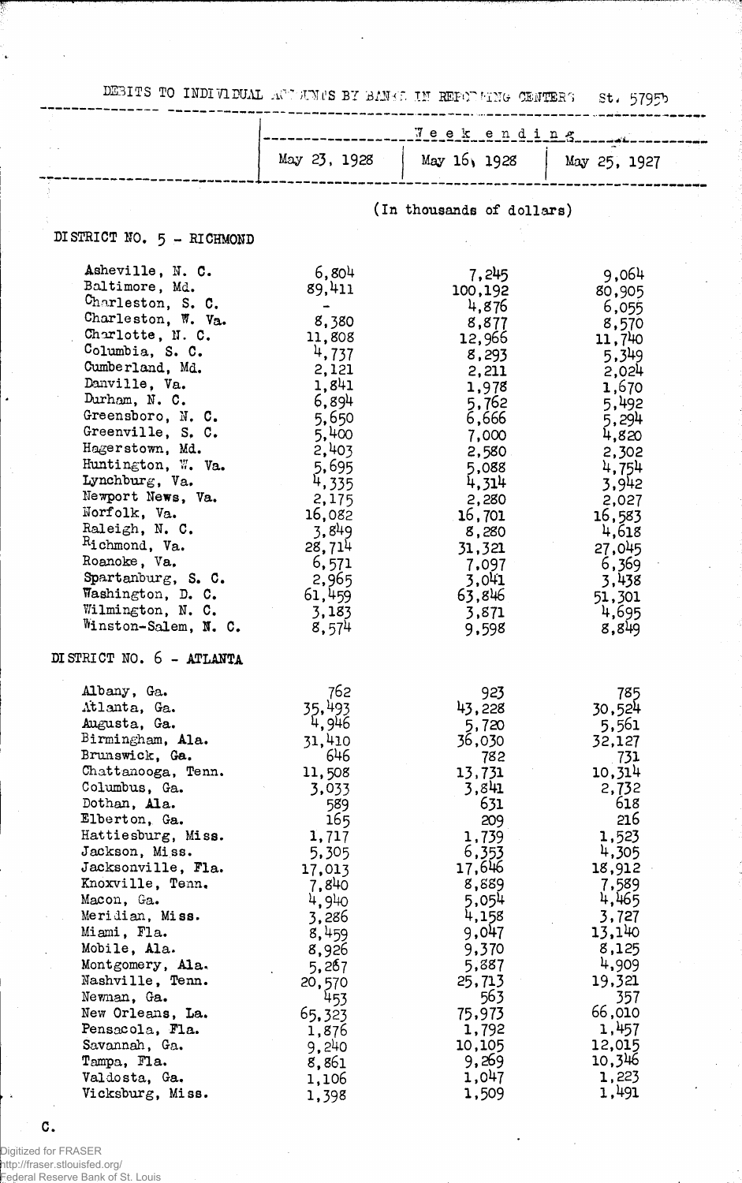DEBITS TO INDIVIDUAL ACCOUNTS BY BANKS IN REPORTING CENTERS St. 5795b

| | Week ending | | |
|---|---|---|---|
| | May 23, 1928 | May 16, 1928 | May 25, 1927 |
| | (In thousands of dollars) | | |
| **DISTRICT NO. 5 - RICHMOND** | | | |
| Asheville, N. C. | 6,804 | 7,245 | 9,064 |
| Baltimore, Md. | 89,411 | 100,192 | 80,905 |
| Charleston, S. C. | - | 4,876 | 6,055 |
| Charleston, W. Va. | 8,380 | 8,877 | 8,570 |
| Charlotte, N. C. | 11,808 | 12,966 | 11,740 |
| Columbia, S. C. | 4,737 | 8,293 | 5,349 |
| Cumberland, Md. | 2,121 | 2,211 | 2,024 |
| Danville, Va. | 1,841 | 1,978 | 1,670 |
| Durham, N. C. | 6,894 | 5,762 | 5,492 |
| Greensboro, N. C. | 5,650 | 6,666 | 5,294 |
| Greenville, S. C. | 5,400 | 7,000 | 4,820 |
| Hagerstown, Md. | 2,403 | 2,580 | 2,302 |
| Huntington, W. Va. | 5,695 | 5,088 | 4,754 |
| Lynchburg, Va. | 4,335 | 4,314 | 3,942 |
| Newport News, Va. | 2,175 | 2,280 | 2,027 |
| Norfolk, Va. | 16,082 | 16,701 | 16,583 |
| Raleigh, N. C. | 3,849 | 8,280 | 4,618 |
| Richmond, Va. | 28,714 | 31,321 | 27,045 |
| Roanoke, Va. | 6,571 | 7,097 | 6,369 |
| Spartanburg, S. C. | 2,965 | 3,041 | 3,438 |
| Washington, D. C. | 61,459 | 63,846 | 51,301 |
| Wilmington, N. C. | 3,183 | 3,871 | 4,695 |
| Winston-Salem, N. C. | 8,574 | 9,598 | 8,849 |
| **DISTRICT NO. 6 - ATLANTA** | | | |
| Albany, Ga. | 762 | 923 | 785 |
| Atlanta, Ga. | 35,493 | 43,228 | 30,524 |
| Augusta, Ga. | 4,946 | 5,720 | 5,561 |
| Birmingham, Ala. | 31,410 | 36,030 | 32,127 |
| Brunswick, Ga. | 646 | 782 | 731 |
| Chattanooga, Tenn. | 11,508 | 13,731 | 10,314 |
| Columbus, Ga. | 3,033 | 3,841 | 2,732 |
| Dothan, Ala. | 589 | 631 | 618 |
| Elberton, Ga. | 165 | 209 | 216 |
| Hattiesburg, Miss. | 1,717 | 1,739 | 1,523 |
| Jackson, Miss. | 5,305 | 6,353 | 4,305 |
| Jacksonville, Fla. | 17,013 | 17,646 | 18,912 |
| Knoxville, Tenn. | 7,840 | 8,889 | 7,589 |
| Macon, Ga. | 4,940 | 5,054 | 4,465 |
| Meridian, Miss. | 3,286 | 4,158 | 3,727 |
| Miami, Fla. | 8,459 | 9,047 | 13,140 |
| Mobile, Ala. | 8,926 | 9,370 | 8,125 |
| Montgomery, Ala. | 5,267 | 5,887 | 4,909 |
| Nashville, Tenn. | 20,570 | 25,713 | 19,321 |
| Newnan, Ga. | 453 | 563 | 357 |
| New Orleans, La. | 65,323 | 75,973 | 66,010 |
| Pensacola, Fla. | 1,876 | 1,792 | 1,457 |
| Savannah, Ga. | 9,240 | 10,105 | 12,015 |
| Tampa, Fla. | 8,861 | 9,269 | 10,346 |
| Valdosta, Ga. | 1,106 | 1,047 | 1,223 |
| Vicksburg, Miss. | 1,398 | 1,509 | 1,491 |

C.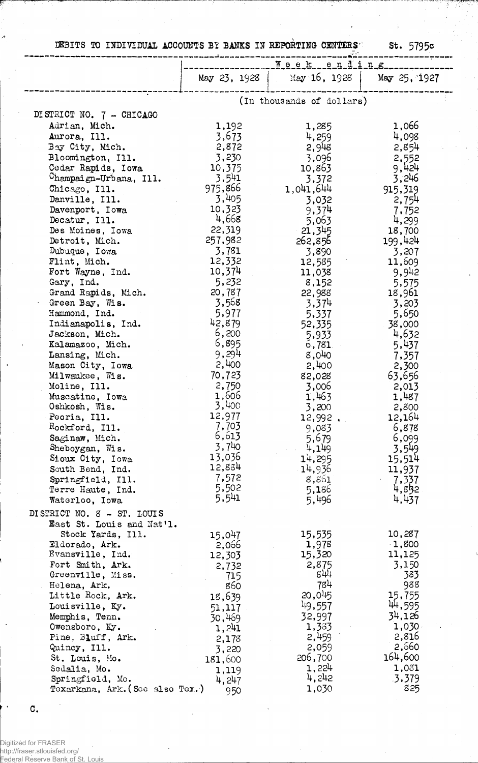DEBITS TO INDIVIDUAL ACCOUNTS BY BANKS IN REPORTING CENTERS St. 5795c

| | Week ending | | |
|---|---|---|---|
| | May 23, 1928 | May 16, 1928 | May 25, 1927 |
| | (In thousands of dollars) | | |
| DISTRICT NO. 7 - CHICAGO | | | |
| Adrian, Mich. | 1,192 | 1,285 | 1,066 |
| Aurora, Ill. | 3,673 | 4,259 | 4,098 |
| Bay City, Mich. | 2,872 | 2,948 | 2,854 |
| Bloomington, Ill. | 3,230 | 3,096 | 2,552 |
| Cedar Rapids, Iowa | 10,375 | 10,863 | 9,424 |
| Champaign-Urbana, Ill. | 3,541 | 3,372 | 3,246 |
| Chicago, Ill. | 975,866 | 1,041,644 | 915,319 |
| Danville, Ill. | 3,405 | 3,032 | 2,754 |
| Davenport, Iowa | 10,323 | 9,374 | 7,752 |
| Decatur, Ill. | 4,668 | 5,063 | 4,299 |
| Des Moines, Iowa | 22,319 | 21,345 | 18,700 |
| Detroit, Mich. | 257,982 | 262,856 | 199,424 |
| Dubuque, Iowa | 3,781 | 3,890 | 3,207 |
| Flint, Mich. | 12,332 | 12,585 | 11,609 |
| Fort Wayne, Ind. | 10,374 | 11,038 | 9,942 |
| Gary, Ind. | 5,232 | 8,152 | 5,575 |
| Grand Rapids, Mich. | 20,787 | 22,988 | 18,961 |
| Green Bay, Wis. | 3,568 | 3,374 | 3,203 |
| Hammond, Ind. | 5,977 | 5,337 | 5,650 |
| Indianapolis, Ind. | 42,879 | 52,335 | 38,000 |
| Jackson, Mich. | 6,200 | 5,933 | 4,632 |
| Kalamazoo, Mich. | 6,895 | 6,781 | 5,437 |
| Lansing, Mich. | 9,294 | 8,040 | 7,357 |
| Mason City, Iowa | 2,400 | 2,400 | 2,300 |
| Milwaukee, Wis. | 70,723 | 82,028 | 63,656 |
| Moline, Ill. | 2,750 | 3,006 | 2,013 |
| Muscatine, Iowa | 1,606 | 1,463 | 1,487 |
| Oshkosh, Wis. | 3,400 | 3,200 | 2,800 |
| Peoria, Ill. | 12,977 | 12,992 | 12,164 |
| Rockford, Ill. | 7,703 | 9,083 | 6,878 |
| Saginaw, Mich. | 6,613 | 5,679 | 6,099 |
| Sheboygan, Wis. | 3,740 | 4,149 | 3,549 |
| Sioux City, Iowa | 13,036 | 14,295 | 15,514 |
| South Bend, Ind. | 12,834 | 14,936 | 11,937 |
| Springfield, Ill. | 7,572 | 8,861 | 7,337 |
| Terre Haute, Ind. | 5,502 | 5,186 | 4,852 |
| Waterloo, Iowa | 5,541 | 5,496 | 4,437 |
| DISTRICT NO. 8 - ST. LOUIS | | | |
| East St. Louis and Nat'l. Stock Yards, Ill. | 15,047 | 15,535 | 10,287 |
| Eldorado, Ark. | 2,066 | 1,978 | 1,800 |
| Evansville, Ind. | 12,303 | 15,320 | 11,125 |
| Fort Smith, Ark. | 2,732 | 2,875 | 3,150 |
| Greenville, Miss. | 715 | 844 | 383 |
| Helena, Ark. | 860 | 784 | 988 |
| Little Rock, Ark. | 18,639 | 20,045 | 15,755 |
| Louisville, Ky. | 51,117 | 49,557 | 44,595 |
| Memphis, Tenn. | 30,469 | 32,997 | 34,126 |
| Owensboro, Ky. | 1,241 | 1,383 | 1,030 |
| Pine Bluff, Ark. | 2,178 | 2,459 | 2,816 |
| Quincy, Ill. | 3,220 | 2,059 | 2,660 |
| St. Louis, Mo. | 181,600 | 206,700 | 164,600 |
| Sedalia, Mo. | 1,119 | 1,224 | 1,081 |
| Springfield, Mo. | 4,247 | 4,242 | 3,379 |
| Texarkana, Ark. (See also Tex.) | 950 | 1,030 | 825 |

C.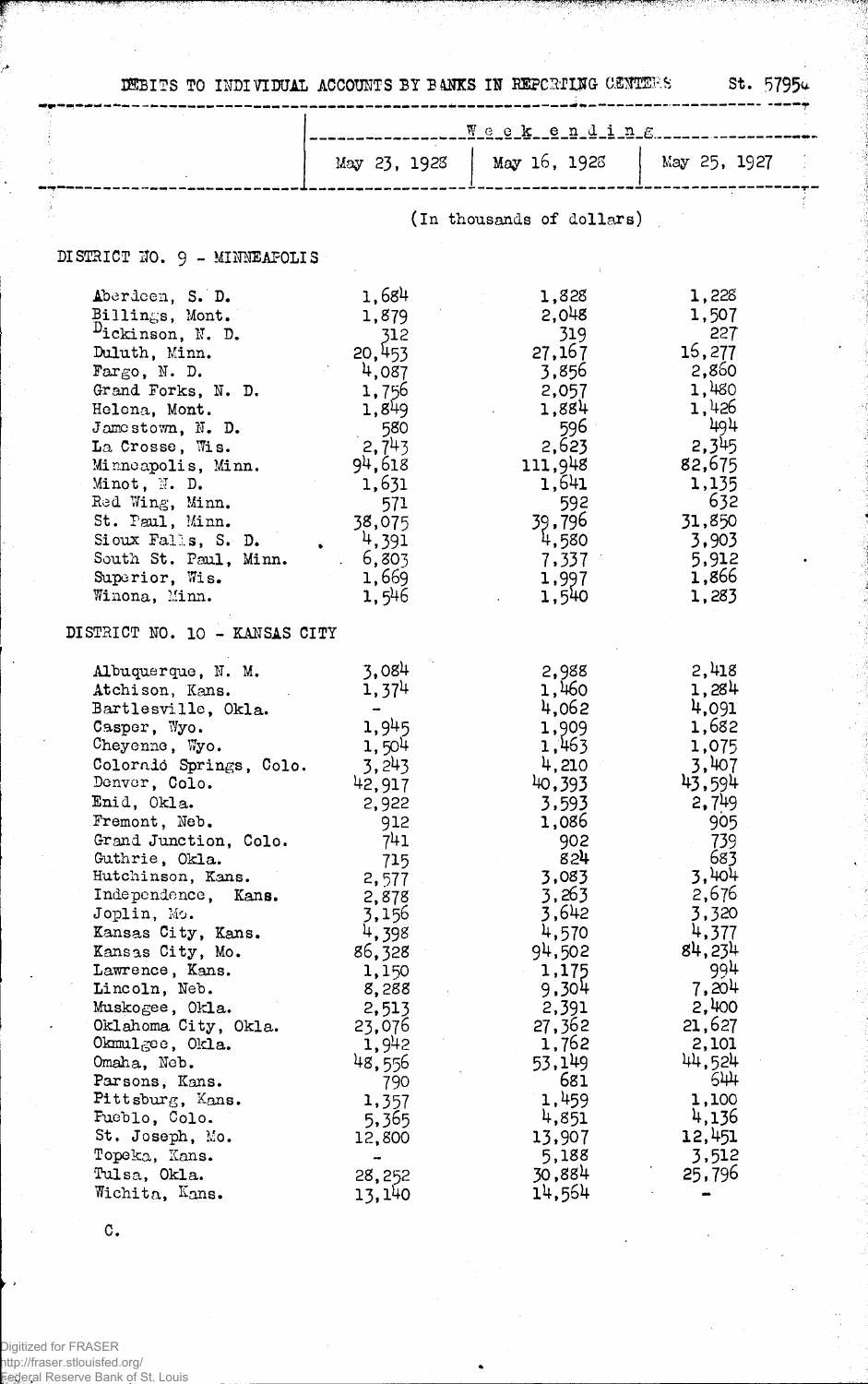# DEBITS TO INDIVIDUAL ACCOUNTS BY BANKS IN REPORTING CENTERS

St. 5795a

| | Week ending | | |
|---|---|---|---|
| | May 23, 1928 | May 16, 1928 | May 25, 1927 |
| | (In thousands of dollars) | | |
| **DISTRICT NO. 9 - MINNEAPOLIS** | | | |
| Aberdeen, S. D. | 1,684 | 1,828 | 1,228 |
| Billings, Mont. | 1,879 | 2,048 | 1,507 |
| Dickinson, N. D. | 312 | 319 | 227 |
| Duluth, Minn. | 20,453 | 27,167 | 16,277 |
| Fargo, N. D. | 4,087 | 3,856 | 2,860 |
| Grand Forks, N. D. | 1,756 | 2,057 | 1,480 |
| Helena, Mont. | 1,849 | 1,884 | 1,426 |
| Jamestown, N. D. | 580 | 596 | 494 |
| La Crosse, Wis. | 2,743 | 2,623 | 2,345 |
| Minneapolis, Minn. | 94,618 | 111,948 | 82,675 |
| Minot, N. D. | 1,631 | 1,641 | 1,135 |
| Red Wing, Minn. | 571 | 592 | 632 |
| St. Paul, Minn. | 38,075 | 39,796 | 31,850 |
| Sioux Falls, S. D. | 4,391 | 4,580 | 3,903 |
| South St. Paul, Minn. | 6,803 | 7,337 | 5,912 |
| Superior, Wis. | 1,669 | 1,997 | 1,866 |
| Winona, Minn. | 1,546 | 1,540 | 1,283 |
| **DISTRICT NO. 10 - KANSAS CITY** | | | |
| Albuquerque, N. M. | 3,084 | 2,988 | 2,418 |
| Atchison, Kans. | 1,374 | 1,460 | 1,284 |
| Bartlesville, Okla. | - | 4,062 | 4,091 |
| Casper, Wyo. | 1,945 | 1,909 | 1,682 |
| Cheyenne, Wyo. | 1,504 | 1,463 | 1,075 |
| Colorado Springs, Colo. | 3,243 | 4,210 | 3,407 |
| Denver, Colo. | 42,917 | 40,393 | 43,594 |
| Enid, Okla. | 2,922 | 3,593 | 2,749 |
| Fremont, Neb. | 912 | 1,086 | 905 |
| Grand Junction, Colo. | 741 | 902 | 739 |
| Guthrie, Okla. | 715 | 824 | 683 |
| Hutchinson, Kans. | 2,577 | 3,083 | 3,404 |
| Independence, Kans. | 2,878 | 3,263 | 2,676 |
| Joplin, Mo. | 3,156 | 3,642 | 3,320 |
| Kansas City, Kans. | 4,398 | 4,570 | 4,377 |
| Kansas City, Mo. | 86,328 | 94,502 | 84,234 |
| Lawrence, Kans. | 1,150 | 1,175 | 994 |
| Lincoln, Neb. | 8,288 | 9,304 | 7,204 |
| Muskogee, Okla. | 2,513 | 2,391 | 2,400 |
| Oklahoma City, Okla. | 23,076 | 27,362 | 21,627 |
| Okmulgee, Okla. | 1,942 | 1,762 | 2,101 |
| Omaha, Neb. | 48,556 | 53,149 | 44,524 |
| Parsons, Kans. | 790 | 681 | 644 |
| Pittsburg, Kans. | 1,357 | 1,459 | 1,100 |
| Pueblo, Colo. | 5,365 | 4,851 | 4,136 |
| St. Joseph, Mo. | 12,800 | 13,907 | 12,451 |
| Topeka, Kans. | - | 5,188 | 3,512 |
| Tulsa, Okla. | 28,252 | 30,884 | 25,796 |
| Wichita, Kans. | 13,140 | 14,564 | - |

C.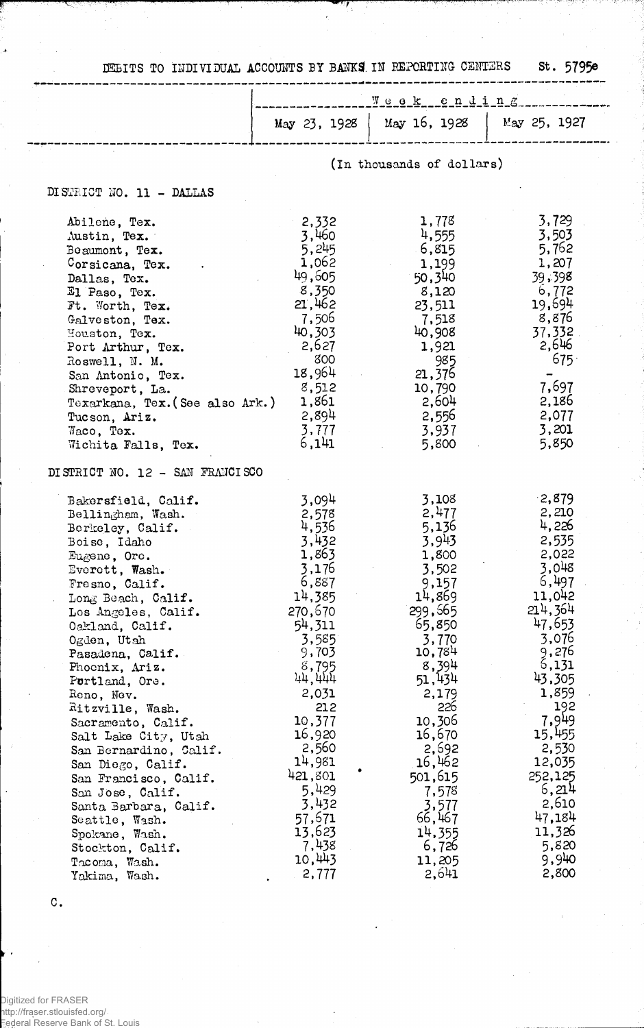DEBITS TO INDIVIDUAL ACCOUNTS BY BANKS IN REPORTING CENTERS St. 5795e

| | Week ending | | |
|---|---|---|---|
| | May 23, 1928 | May 16, 1928 | May 25, 1927 |
| | (In thousands of dollars) | | |
| **DISTRICT NO. 11 - DALLAS** | | | |
| Abilene, Tex. | 2,332 | 1,778 | 3,729 |
| Austin, Tex. | 3,460 | 4,555 | 3,503 |
| Beaumont, Tex. | 5,245 | 6,815 | 5,762 |
| Corsicana, Tex. | 1,062 | 1,199 | 1,207 |
| Dallas, Tex. | 49,605 | 50,340 | 39,398 |
| El Paso, Tex. | 8,350 | 8,120 | 6,772 |
| Ft. Worth, Tex. | 21,462 | 23,511 | 19,694 |
| Galveston, Tex. | 7,506 | 7,518 | 8,876 |
| Houston, Tex. | 40,303 | 40,908 | 37,332 |
| Port Arthur, Tex. | 2,627 | 1,921 | 2,646 |
| Roswell, N. M. | 800 | 985 | 675 |
| San Antonio, Tex. | 18,964 | 21,376 | - |
| Shreveport, La. | 8,512 | 10,790 | 7,697 |
| Texarkana, Tex. (See also Ark.) | 1,861 | 2,604 | 2,186 |
| Tucson, Ariz. | 2,894 | 2,556 | 2,077 |
| Waco, Tex. | 3,777 | 3,937 | 3,201 |
| Wichita Falls, Tex. | 6,141 | 5,800 | 5,850 |
| **DISTRICT NO. 12 - SAN FRANCISCO** | | | |
| Bakersfield, Calif. | 3,094 | 3,108 | 2,879 |
| Bellingham, Wash. | 2,578 | 2,477 | 2,210 |
| Berkeley, Calif. | 4,536 | 5,136 | 4,226 |
| Boise, Idaho | 3,432 | 3,943 | 2,535 |
| Eugene, Ore. | 1,863 | 1,800 | 2,022 |
| Everett, Wash. | 3,176 | 3,502 | 3,048 |
| Fresno, Calif. | 6,887 | 9,157 | 6,497 |
| Long Beach, Calif. | 14,385 | 14,869 | 11,042 |
| Los Angeles, Calif. | 270,670 | 299,665 | 214,364 |
| Oakland, Calif. | 54,311 | 65,850 | 47,653 |
| Ogden, Utah | 3,585 | 3,770 | 3,076 |
| Pasadena, Calif. | 9,703 | 10,784 | 9,276 |
| Phoenix, Ariz. | 8,795 | 8,394 | 6,131 |
| Portland, Ore. | 44,444 | 51,434 | 43,305 |
| Reno, Nev. | 2,031 | 2,179 | 1,859 |
| Ritzville, Wash. | 212 | 226 | 192 |
| Sacramento, Calif. | 10,377 | 10,306 | 7,949 |
| Salt Lake City, Utah | 16,920 | 16,670 | 15,455 |
| San Bernardino, Calif. | 2,560 | 2,692 | 2,530 |
| San Diego, Calif. | 14,981 | 16,462 | 12,035 |
| San Francisco, Calif. | 421,801 | 501,615 | 252,125 |
| San Jose, Calif. | 5,429 | 7,578 | 6,214 |
| Santa Barbara, Calif. | 3,432 | 3,577 | 2,610 |
| Seattle, Wash. | 57,671 | 66,467 | 47,184 |
| Spokane, Wash. | 13,623 | 14,355 | 11,326 |
| Stockton, Calif. | 7,438 | 6,726 | 5,820 |
| Tacoma, Wash. | 10,443 | 11,205 | 9,940 |
| Yakima, Wash. | 2,777 | 2,641 | 2,800 |

C.